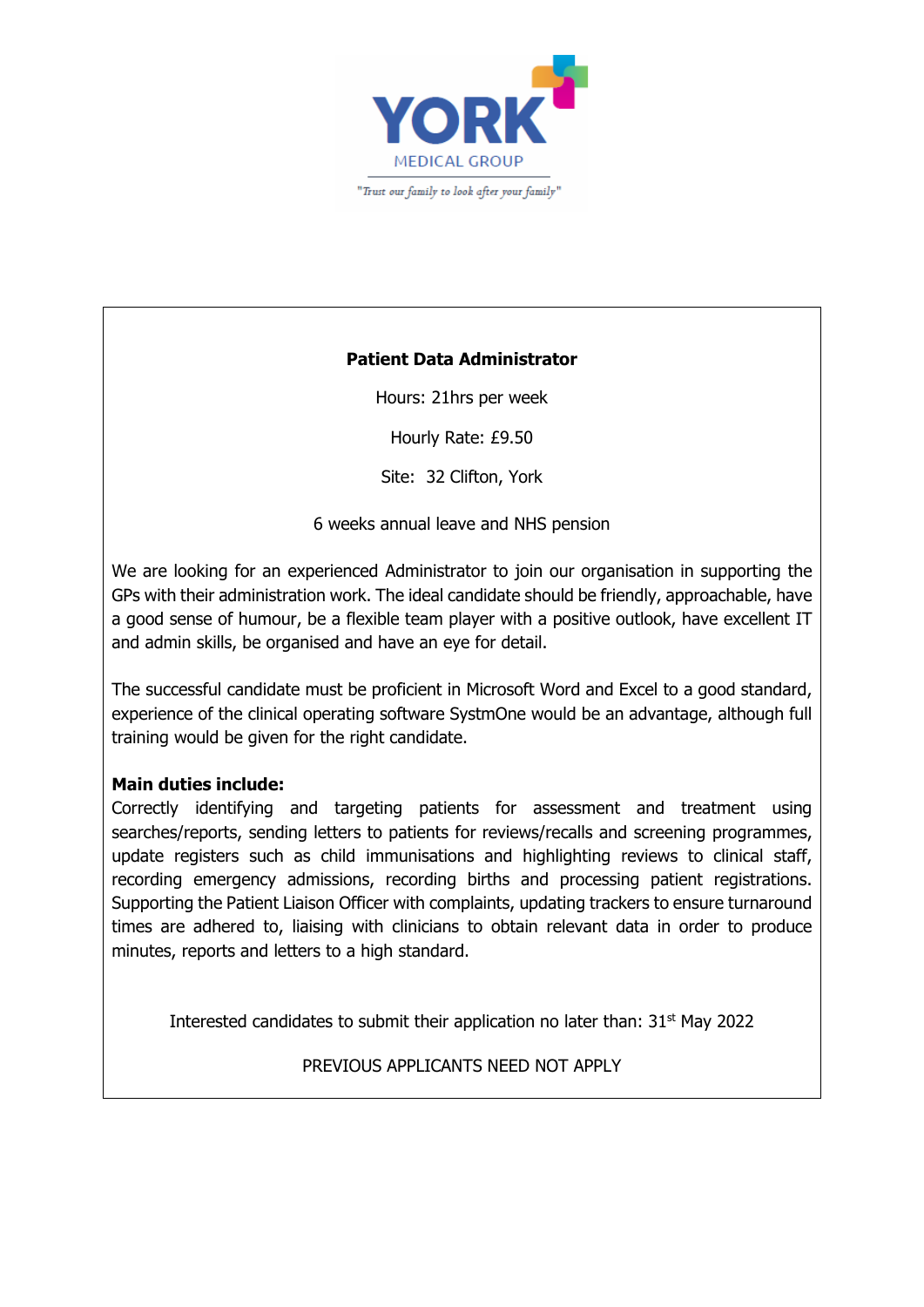YORK

MEDICAL GROUP

*"Trust our family to look after your family"*

**Patient Data Administrator**

Hours: 21hrs per week

Hourly Rate: £9.50

Site: 32 Clifton, York

6 weeks annual leave and NHS pension

We are looking for an experienced Administrator to join our organisation in supporting the GPs with their administration work. The ideal candidate should be friendly, approachable, have a good sense of humour, be a flexible team player with a positive outlook, have excellent IT and admin skills, be organised and have an eye for detail.

The successful candidate must be proficient in Microsoft Word and Excel to a good standard, experience of the clinical operating software SystmOne would be an advantage, although full training would be given for the right candidate.

**Main duties include:**
Correctly identifying and targeting patients for assessment and treatment using searches/reports, sending letters to patients for reviews/recalls and screening programmes, update registers such as child immunisations and highlighting reviews to clinical staff, recording emergency admissions, recording births and processing patient registrations. Supporting the Patient Liaison Officer with complaints, updating trackers to ensure turnaround times are adhered to, liaising with clinicians to obtain relevant data in order to produce minutes, reports and letters to a high standard.

Interested candidates to submit their application no later than: 31st May 2022

PREVIOUS APPLICANTS NEED NOT APPLY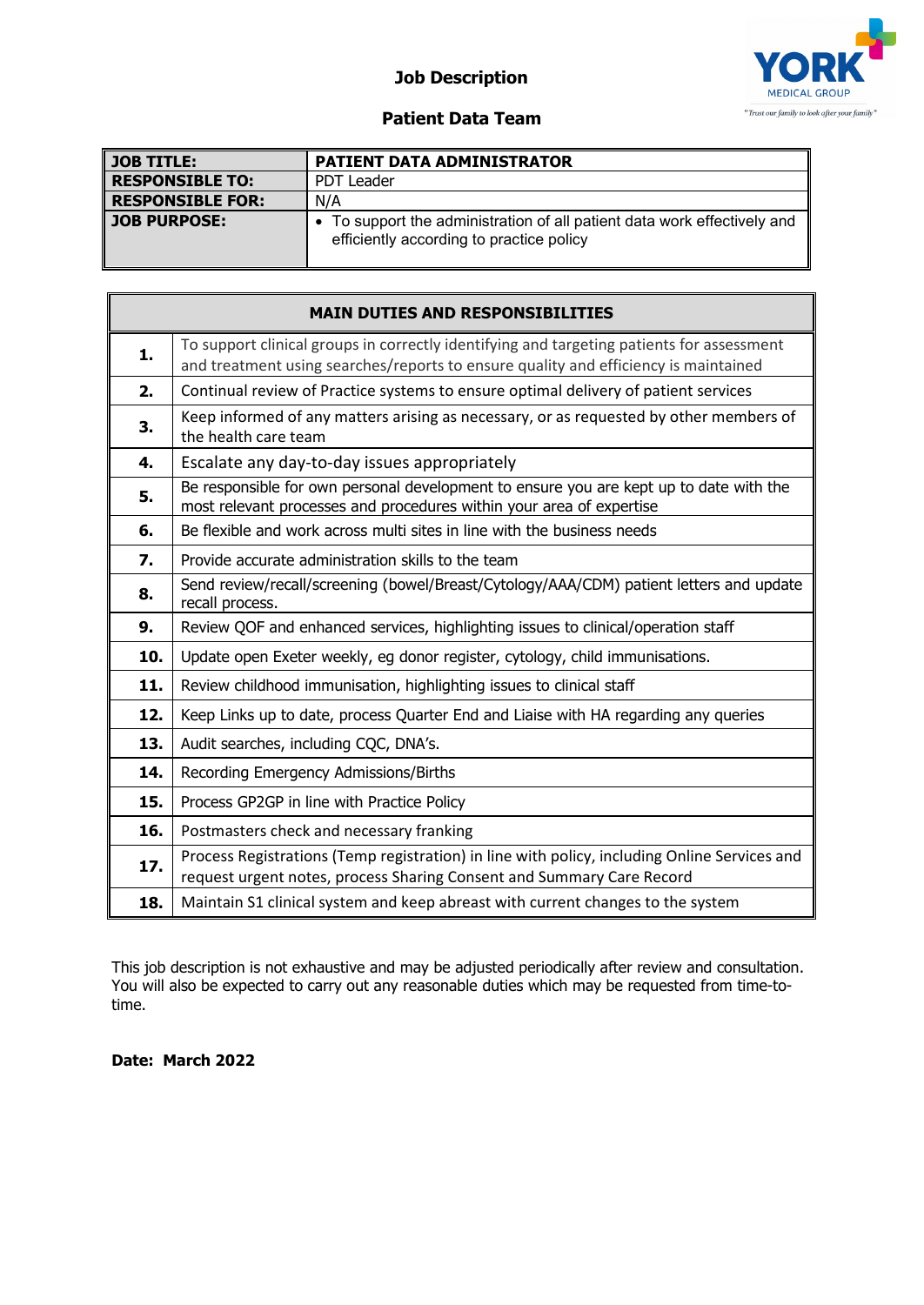# Job Description

## Patient Data Team

| JOB TITLE: | PATIENT DATA ADMINISTRATOR |
|---|---|
| RESPONSIBLE TO: | PDT Leader |
| RESPONSIBLE FOR: | N/A |
| JOB PURPOSE: | • To support the administration of all patient data work effectively and efficiently according to practice policy |

| MAIN DUTIES AND RESPONSIBILITIES | |
|---|---|
| **1.** | To support clinical groups in correctly identifying and targeting patients for assessment and treatment using searches/reports to ensure quality and efficiency is maintained |
| **2.** | Continual review of Practice systems to ensure optimal delivery of patient services |
| **3.** | Keep informed of any matters arising as necessary, or as requested by other members of the health care team |
| **4.** | Escalate any day-to-day issues appropriately |
| **5.** | Be responsible for own personal development to ensure you are kept up to date with the most relevant processes and procedures within your area of expertise |
| **6.** | Be flexible and work across multi sites in line with the business needs |
| **7.** | Provide accurate administration skills to the team |
| **8.** | Send review/recall/screening (bowel/Breast/Cytology/AAA/CDM) patient letters and update recall process. |
| **9.** | Review QOF and enhanced services, highlighting issues to clinical/operation staff |
| **10.** | Update open Exeter weekly, eg donor register, cytology, child immunisations. |
| **11.** | Review childhood immunisation, highlighting issues to clinical staff |
| **12.** | Keep Links up to date, process Quarter End and Liaise with HA regarding any queries |
| **13.** | Audit searches, including CQC, DNA's. |
| **14.** | Recording Emergency Admissions/Births |
| **15.** | Process GP2GP in line with Practice Policy |
| **16.** | Postmasters check and necessary franking |
| **17.** | Process Registrations (Temp registration) in line with policy, including Online Services and request urgent notes, process Sharing Consent and Summary Care Record |
| **18.** | Maintain S1 clinical system and keep abreast with current changes to the system |

This job description is not exhaustive and may be adjusted periodically after review and consultation. You will also be expected to carry out any reasonable duties which may be requested from time-to-time.

**Date: March 2022**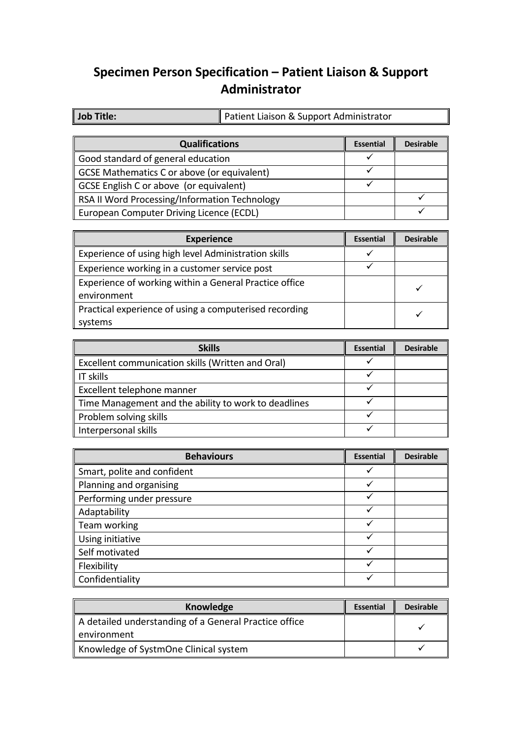# Specimen Person Specification – Patient Liaison & Support Administrator

| Job Title: | Patient Liaison & Support Administrator |
|---|---|

| Qualifications | Essential | Desirable |
|---|---|---|
| Good standard of general education | ✓ | |
| GCSE Mathematics C or above (or equivalent) | ✓ | |
| GCSE English C or above (or equivalent) | ✓ | |
| RSA II Word Processing/Information Technology | | ✓ |
| European Computer Driving Licence (ECDL) | | ✓ |

| Experience | Essential | Desirable |
|---|---|---|
| Experience of using high level Administration skills | ✓ | |
| Experience working in a customer service post | ✓ | |
| Experience of working within a General Practice office environment | | ✓ |
| Practical experience of using a computerised recording systems | | ✓ |

| Skills | Essential | Desirable |
|---|---|---|
| Excellent communication skills (Written and Oral) | ✓ | |
| IT skills | ✓ | |
| Excellent telephone manner | ✓ | |
| Time Management and the ability to work to deadlines | ✓ | |
| Problem solving skills | ✓ | |
| Interpersonal skills | ✓ | |

| Behaviours | Essential | Desirable |
|---|---|---|
| Smart, polite and confident | ✓ | |
| Planning and organising | ✓ | |
| Performing under pressure | ✓ | |
| Adaptability | ✓ | |
| Team working | ✓ | |
| Using initiative | ✓ | |
| Self motivated | ✓ | |
| Flexibility | ✓ | |
| Confidentiality | ✓ | |

| Knowledge | Essential | Desirable |
|---|---|---|
| A detailed understanding of a General Practice office environment | | ✓ |
| Knowledge of SystmOne Clinical system | | ✓ |